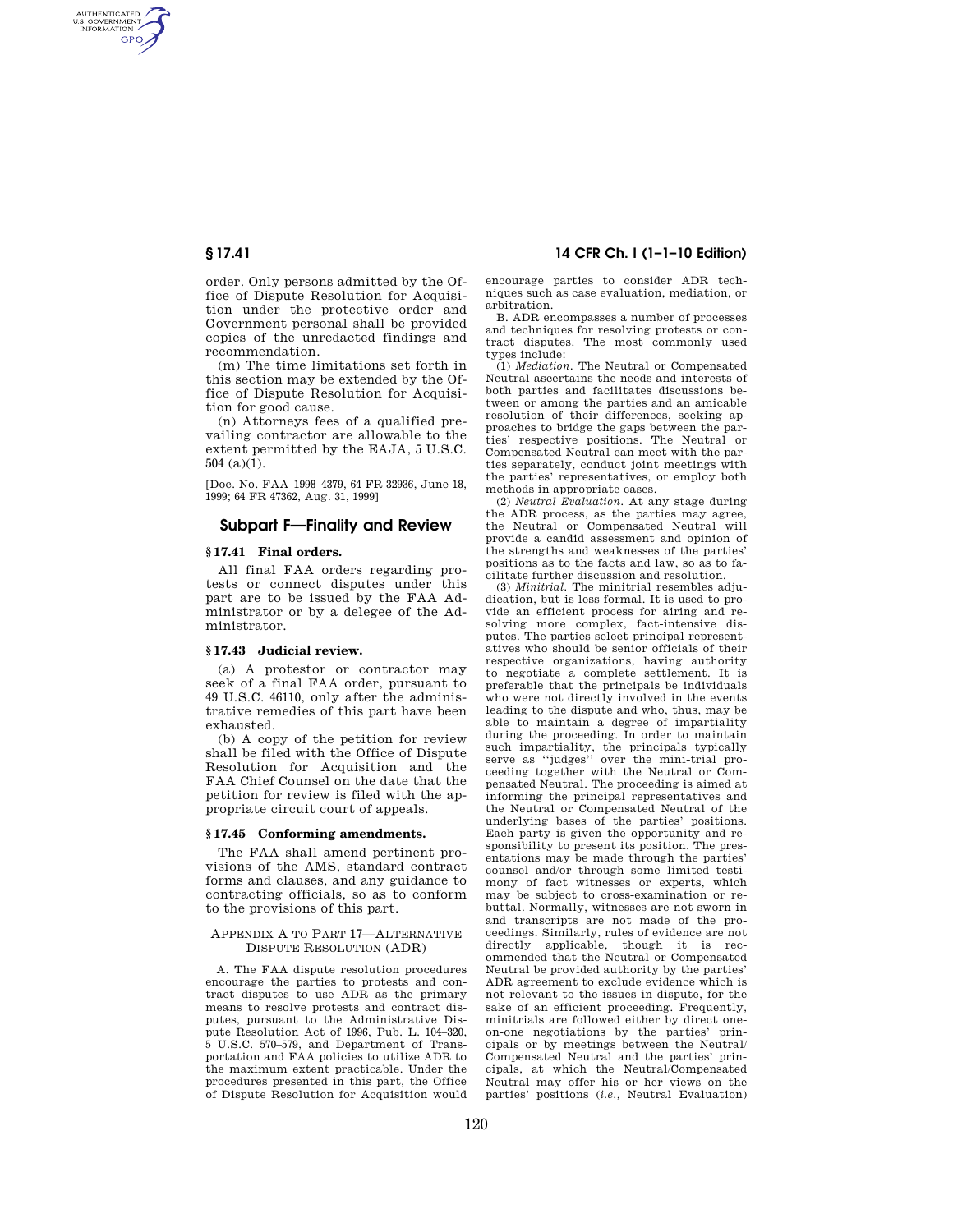order. Only persons admitted by the Office of Dispute Resolution for Acquisition under the protective order and Government personal shall be provided copies of the unredacted findings and recommendation.

(m) The time limitations set forth in this section may be extended by the Office of Dispute Resolution for Acquisition for good cause.

(n) Attorneys fees of a qualified prevailing contractor are allowable to the extent permitted by the EAJA, 5 U.S.C. 504 (a)(1).

[Doc. No. FAA–1998–4379, 64 FR 32936, June 18, 1999; 64 FR 47362, Aug. 31, 1999]

## Subpart F—Finality and Review

### § 17.41 Final orders.

All final FAA orders regarding protests or connect disputes under this part are to be issued by the FAA Administrator or by a delegee of the Administrator.

### § 17.43 Judicial review.

(a) A protestor or contractor may seek of a final FAA order, pursuant to 49 U.S.C. 46110, only after the administrative remedies of this part have been exhausted.

(b) A copy of the petition for review shall be filed with the Office of Dispute Resolution for Acquisition and the FAA Chief Counsel on the date that the petition for review is filed with the appropriate circuit court of appeals.

### § 17.45 Conforming amendments.

The FAA shall amend pertinent provisions of the AMS, standard contract forms and clauses, and any guidance to contracting officials, so as to conform to the provisions of this part.

### Appendix A to Part 17—Alternative Dispute Resolution (ADR)

A. The FAA dispute resolution procedures encourage the parties to protests and contract disputes to use ADR as the primary means to resolve protests and contract disputes, pursuant to the Administrative Dispute Resolution Act of 1996, Pub. L. 104–320, 5 U.S.C. 570–579, and Department of Transportation and FAA policies to utilize ADR to the maximum extent practicable. Under the procedures presented in this part, the Office of Dispute Resolution for Acquisition would encourage parties to consider ADR techniques such as case evaluation, mediation, or arbitration.

B. ADR encompasses a number of processes and techniques for resolving protests or contract disputes. The most commonly used types include:

(1) *Mediation.* The Neutral or Compensated Neutral ascertains the needs and interests of both parties and facilitates discussions between or among the parties and an amicable resolution of their differences, seeking approaches to bridge the gaps between the parties' respective positions. The Neutral or Compensated Neutral can meet with the parties separately, conduct joint meetings with the parties' representatives, or employ both methods in appropriate cases.

(2) *Neutral Evaluation.* At any stage during the ADR process, as the parties may agree, the Neutral or Compensated Neutral will provide a candid assessment and opinion of the strengths and weaknesses of the parties' positions as to the facts and law, so as to facilitate further discussion and resolution.

(3) *Minitrial.* The minitrial resembles adjudication, but is less formal. It is used to provide an efficient process for airing and resolving more complex, fact-intensive disputes. The parties select principal representatives who should be senior officials of their respective organizations, having authority to negotiate a complete settlement. It is preferable that the principals be individuals who were not directly involved in the events leading to the dispute and who, thus, may be able to maintain a degree of impartiality during the proceeding. In order to maintain such impartiality, the principals typically serve as ''judges'' over the mini-trial proceeding together with the Neutral or Compensated Neutral. The proceeding is aimed at informing the principal representatives and the Neutral or Compensated Neutral of the underlying bases of the parties' positions. Each party is given the opportunity and responsibility to present its position. The presentations may be made through the parties' counsel and/or through some limited testimony of fact witnesses or experts, which may be subject to cross-examination or rebuttal. Normally, witnesses are not sworn in and transcripts are not made of the proceedings. Similarly, rules of evidence are not directly applicable, though it is recommended that the Neutral or Compensated Neutral be provided authority by the parties' ADR agreement to exclude evidence which is not relevant to the issues in dispute, for the sake of an efficient proceeding. Frequently, minitrials are followed either by direct one-on-one negotiations by the parties' principals or by meetings between the Neutral/Compensated Neutral and the parties' principals, at which the Neutral/Compensated Neutral may offer his or her views on the parties' positions (*i.e.,* Neutral Evaluation)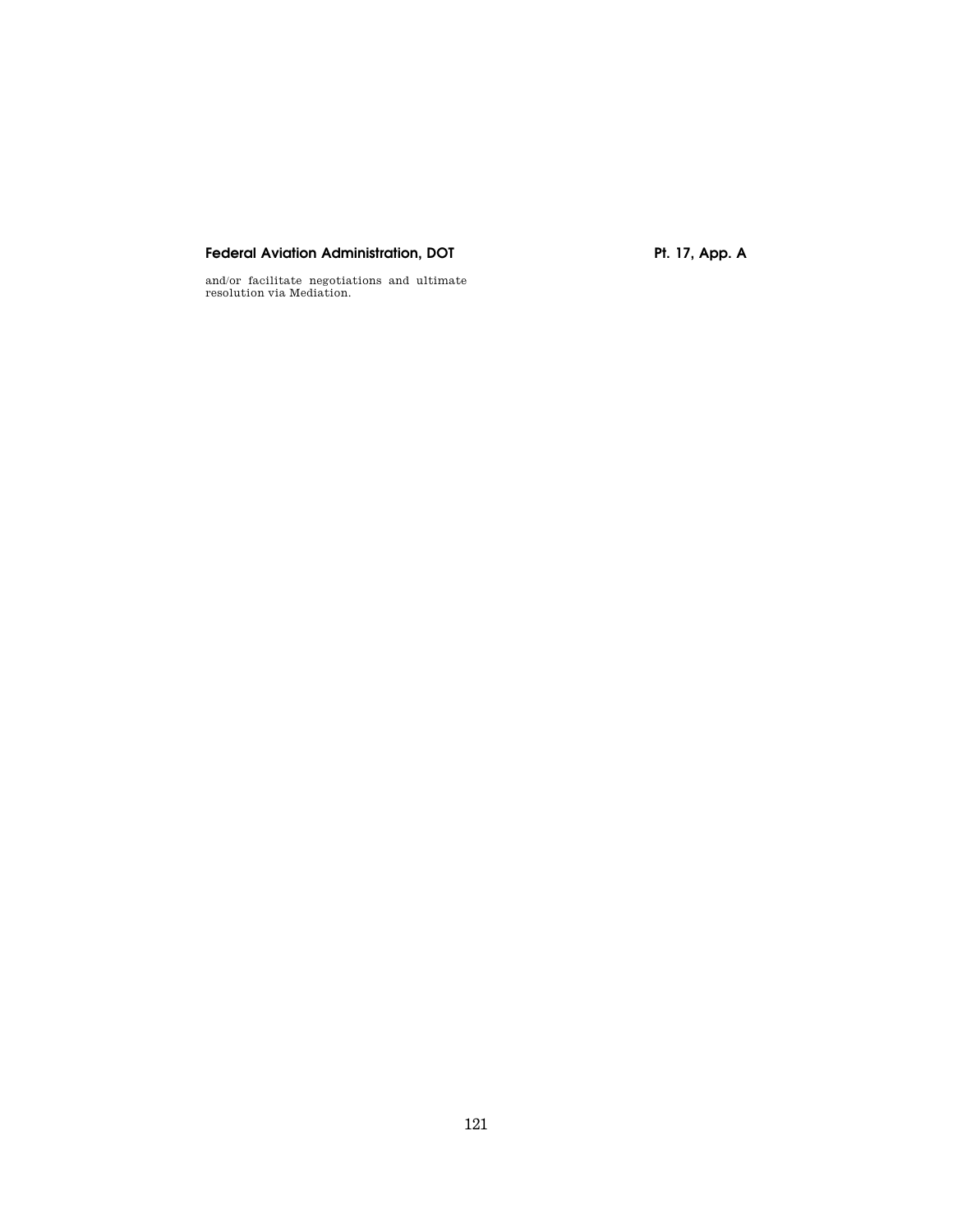and/or facilitate negotiations and ultimate resolution via Mediation.